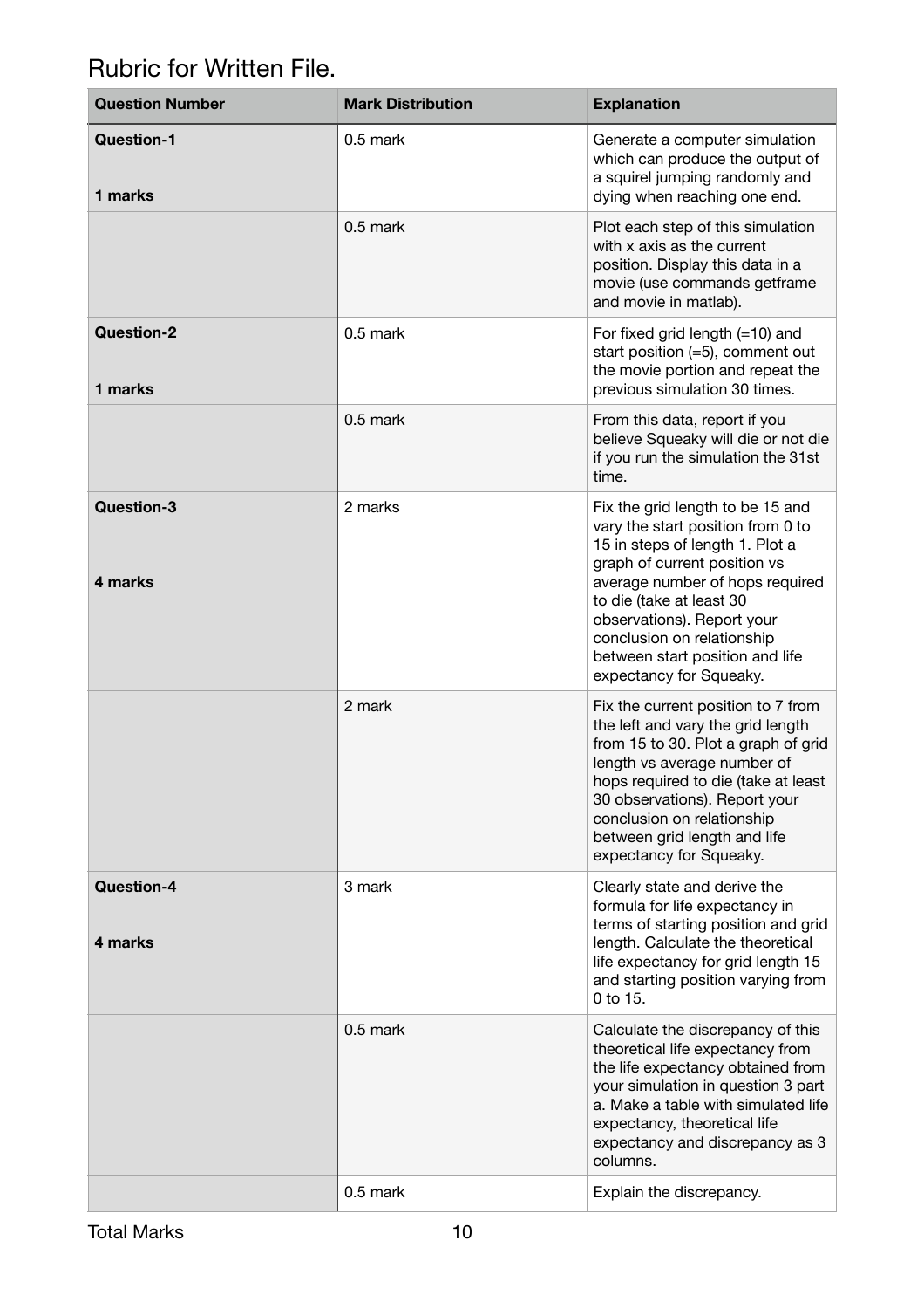# Rubric for Written File.

| Question Number | Mark Distribution | Explanation |
| --- | --- | --- |
| **Question-1**<br><br>**1 marks** | 0.5 mark | Generate a computer simulation which can produce the output of a squirel jumping randomly and dying when reaching one end. |
| | 0.5 mark | Plot each step of this simulation with x axis as the current position. Display this data in a movie (use commands getframe and movie in matlab). |
| **Question-2**<br><br>**1 marks** | 0.5 mark | For fixed grid length (=10) and start position (=5), comment out the movie portion and repeat the previous simulation 30 times. |
| | 0.5 mark | From this data, report if you believe Squeaky will die or not die if you run the simulation the 31st time. |
| **Question-3**<br><br>**4 marks** | 2 marks | Fix the grid length to be 15 and vary the start position from 0 to 15 in steps of length 1. Plot a graph of current position vs average number of hops required to die (take at least 30 observations). Report your conclusion on relationship between start position and life expectancy for Squeaky. |
| | 2 mark | Fix the current position to 7 from the left and vary the grid length from 15 to 30. Plot a graph of grid length vs average number of hops required to die (take at least 30 observations). Report your conclusion on relationship between grid length and life expectancy for Squeaky. |
| **Question-4**<br><br>**4 marks** | 3 mark | Clearly state and derive the formula for life expectancy in terms of starting position and grid length. Calculate the theoretical life expectancy for grid length 15 and starting position varying from 0 to 15. |
| | 0.5 mark | Calculate the discrepancy of this theoretical life expectancy from the life expectancy obtained from your simulation in question 3 part a. Make a table with simulated life expectancy, theoretical life expectancy and discrepancy as 3 columns. |
| | 0.5 mark | Explain the discrepancy. |

Total Marks 10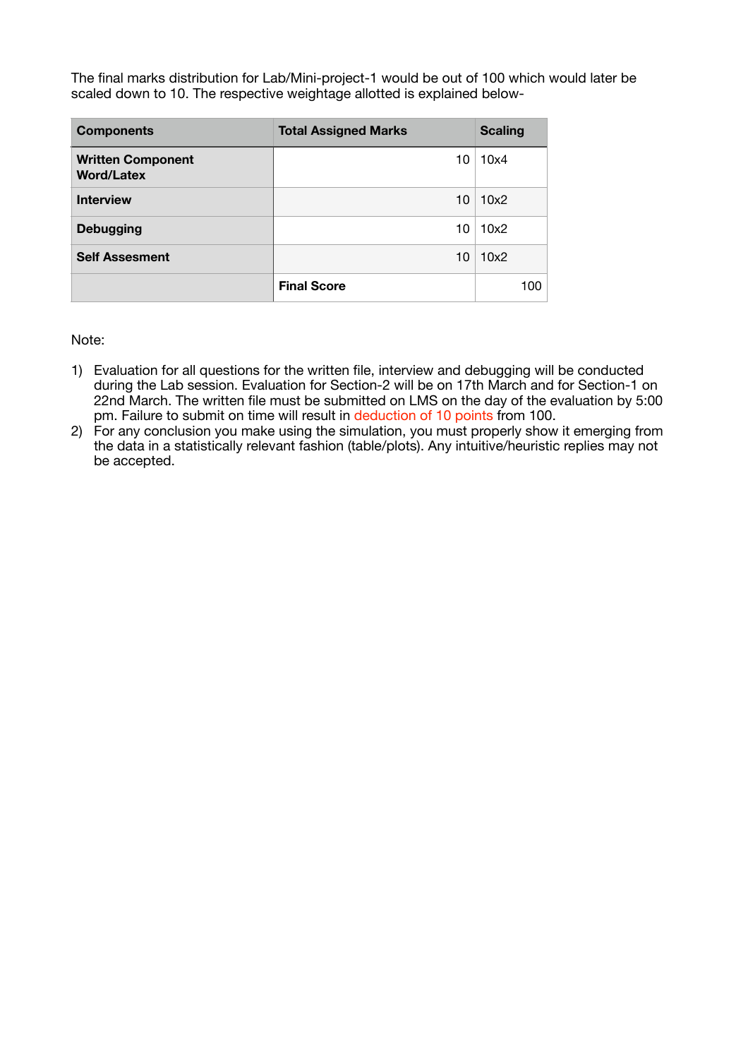The final marks distribution for Lab/Mini-project-1 would be out of 100 which would later be scaled down to 10. The respective weightage allotted is explained below-

| Components | Total Assigned Marks | Scaling |
|---|---|---|
| **Written Component Word/Latex** | 10 | 10x4 |
| **Interview** | 10 | 10x2 |
| **Debugging** | 10 | 10x2 |
| **Self Assesment** | 10 | 10x2 |
| | **Final Score** | 100 |

Note:

1) Evaluation for all questions for the written file, interview and debugging will be conducted during the Lab session. Evaluation for Section-2 will be on 17th March and for Section-1 on 22nd March. The written file must be submitted on LMS on the day of the evaluation by 5:00 pm. Failure to submit on time will result in deduction of 10 points from 100.
2) For any conclusion you make using the simulation, you must properly show it emerging from the data in a statistically relevant fashion (table/plots). Any intuitive/heuristic replies may not be accepted.